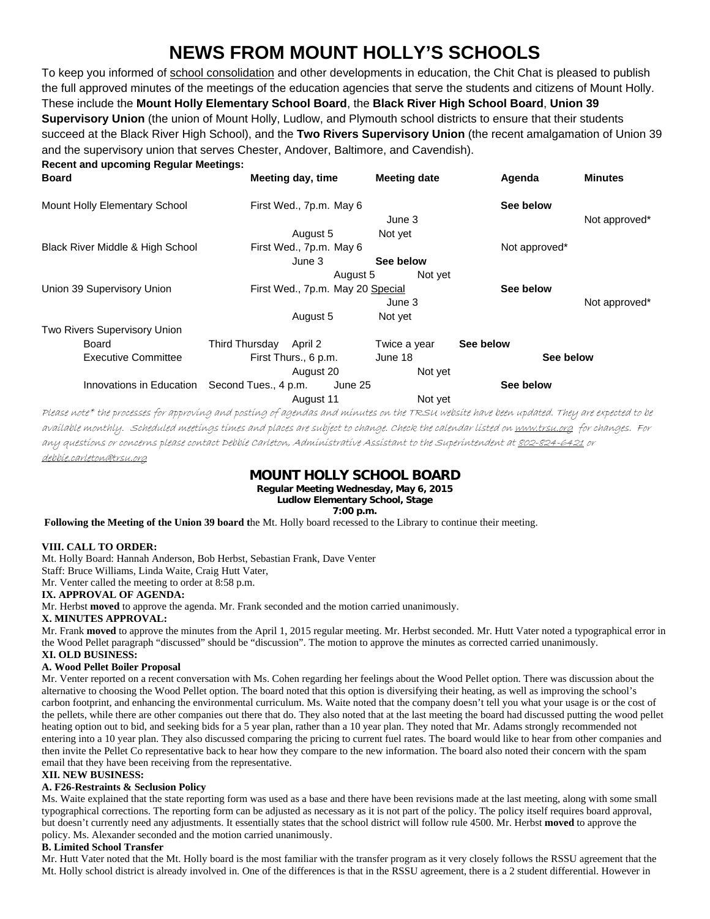# NEWS FROM MOUNT HOLLY'S SCHOOLS

To keep you informed of school consolidation and other developments in education, the Chit Chat is pleased to publish the full approved minutes of the meetings of the education agencies that serve the students and citizens of Mount Holly. These include the **Mount Holly Elementary School Board**, the **Black River High School Board**, **Union 39 Supervisory Union** (the union of Mount Holly, Ludlow, and Plymouth school districts to ensure that their students succeed at the Black River High School), and the **Two Rivers Supervisory Union** (the recent amalgamation of Union 39 and the supervisory union that serves Chester, Andover, Baltimore, and Cavendish).

**Recent and upcoming Regular Meetings:**

| Board | Meeting day, time | Meeting date | Agenda | Minutes |
|---|---|---|---|---|
| Mount Holly Elementary School | First Wed., 7p.m. | May 6 | **See below** | |
| | | June 3 | | Not approved* |
| | | August 5 | Not yet | |
| Black River Middle & High School | First Wed., 7p.m. | May 6 | | Not approved* |
| | | June 3 | **See below** | |
| | | August 5 | Not yet | |
| Union 39 Supervisory Union | First Wed., 7p.m. | May 20 Special | **See below** | |
| | | June 3 | | Not approved* |
| | | August 5 | Not yet | |
| Two Rivers Supervisory Union | | | | |
| Board | Third Thursday | April 2 | Twice a year | **See below** |
| Executive Committee | First Thurs., 6 p.m. | June 18 | | **See below** |
| | | August 20 | Not yet | |
| Innovations in Education | Second Tues., 4 p.m. | June 25 | **See below** | |
| | | August 11 | Not yet | |

*Please note\* the processes for approving and posting of agendas and minutes on the TRSU website have been updated. They are expected to be available monthly. Scheduled meetings times and places are subject to change. Check the calendar listed on www.trsu.org for changes. For any questions or concerns please contact Debbie Carleton, Administrative Assistant to the Superintendent at 802-824-6421 or debbie.carleton@trsu.org*

## MOUNT HOLLY SCHOOL BOARD

**Regular Meeting Wednesday, May 6, 2015**
**Ludlow Elementary School, Stage**
**7:00 p.m.**

**Following the Meeting of the Union 39 board t**he Mt. Holly board recessed to the Library to continue their meeting.

**VIII. CALL TO ORDER:**

Mt. Holly Board: Hannah Anderson, Bob Herbst, Sebastian Frank, Dave Venter
Staff: Bruce Williams, Linda Waite, Craig Hutt Vater,
Mr. Venter called the meeting to order at 8:58 p.m.

**IX. APPROVAL OF AGENDA:**

Mr. Herbst **moved** to approve the agenda. Mr. Frank seconded and the motion carried unanimously.

**X. MINUTES APPROVAL:**

Mr. Frank **moved** to approve the minutes from the April 1, 2015 regular meeting. Mr. Herbst seconded. Mr. Hutt Vater noted a typographical error in the Wood Pellet paragraph "discussed" should be "discussion". The motion to approve the minutes as corrected carried unanimously.

**XI. OLD BUSINESS:**

**A. Wood Pellet Boiler Proposal**

Mr. Venter reported on a recent conversation with Ms. Cohen regarding her feelings about the Wood Pellet option. There was discussion about the alternative to choosing the Wood Pellet option. The board noted that this option is diversifying their heating, as well as improving the school's carbon footprint, and enhancing the environmental curriculum. Ms. Waite noted that the company doesn't tell you what your usage is or the cost of the pellets, while there are other companies out there that do. They also noted that at the last meeting the board had discussed putting the wood pellet heating option out to bid, and seeking bids for a 5 year plan, rather than a 10 year plan. They noted that Mr. Adams strongly recommended not entering into a 10 year plan. They also discussed comparing the pricing to current fuel rates. The board would like to hear from other companies and then invite the Pellet Co representative back to hear how they compare to the new information. The board also noted their concern with the spam email that they have been receiving from the representative.

**XII. NEW BUSINESS:**

**A. F26-Restraints & Seclusion Policy**

Ms. Waite explained that the state reporting form was used as a base and there have been revisions made at the last meeting, along with some small typographical corrections. The reporting form can be adjusted as necessary as it is not part of the policy. The policy itself requires board approval, but doesn't currently need any adjustments. It essentially states that the school district will follow rule 4500. Mr. Herbst **moved** to approve the policy. Ms. Alexander seconded and the motion carried unanimously.

**B. Limited School Transfer**

Mr. Hutt Vater noted that the Mt. Holly board is the most familiar with the transfer program as it very closely follows the RSSU agreement that the Mt. Holly school district is already involved in. One of the differences is that in the RSSU agreement, there is a 2 student differential. However in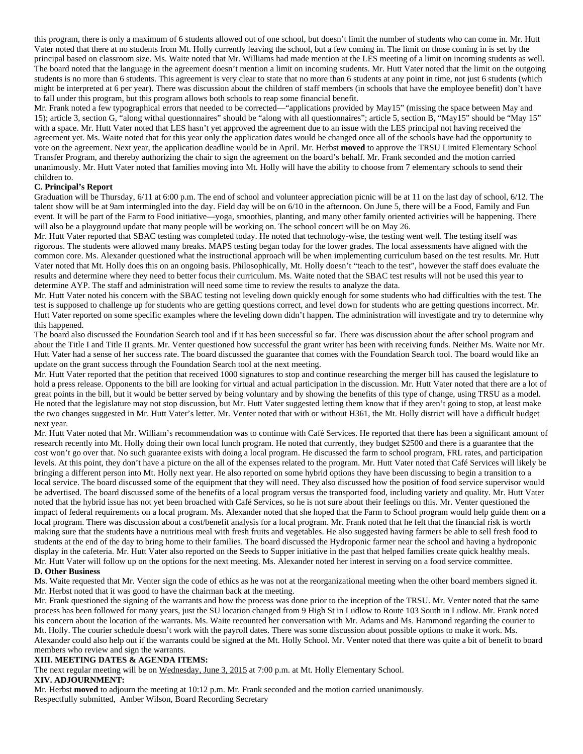this program, there is only a maximum of 6 students allowed out of one school, but doesn't limit the number of students who can come in. Mr. Hutt Vater noted that there at no students from Mt. Holly currently leaving the school, but a few coming in. The limit on those coming in is set by the principal based on classroom size. Ms. Waite noted that Mr. Williams had made mention at the LES meeting of a limit on incoming students as well. The board noted that the language in the agreement doesn't mention a limit on incoming students. Mr. Hutt Vater noted that the limit on the outgoing students is no more than 6 students. This agreement is very clear to state that no more than 6 students at any point in time, not just 6 students (which might be interpreted at 6 per year). There was discussion about the children of staff members (in schools that have the employee benefit) don't have to fall under this program, but this program allows both schools to reap some financial benefit.

Mr. Frank noted a few typographical errors that needed to be corrected—"applications provided by May15" (missing the space between May and 15); article 3, section G, "along withal questionnaires" should be "along with all questionnaires"; article 5, section B, "May15" should be "May 15" with a space. Mr. Hutt Vater noted that LES hasn't yet approved the agreement due to an issue with the LES principal not having received the agreement yet. Ms. Waite noted that for this year only the application dates would be changed once all of the schools have had the opportunity to vote on the agreement. Next year, the application deadline would be in April. Mr. Herbst **moved** to approve the TRSU Limited Elementary School Transfer Program, and thereby authorizing the chair to sign the agreement on the board's behalf. Mr. Frank seconded and the motion carried unanimously. Mr. Hutt Vater noted that families moving into Mt. Holly will have the ability to choose from 7 elementary schools to send their children to.

**C. Principal's Report**

Graduation will be Thursday, 6/11 at 6:00 p.m. The end of school and volunteer appreciation picnic will be at 11 on the last day of school, 6/12. The talent show will be at 9am intermingled into the day. Field day will be on 6/10 in the afternoon. On June 5, there will be a Food, Family and Fun event. It will be part of the Farm to Food initiative—yoga, smoothies, planting, and many other family oriented activities will be happening. There will also be a playground update that many people will be working on. The school concert will be on May 26.

Mr. Hutt Vater reported that SBAC testing was completed today. He noted that technology-wise, the testing went well. The testing itself was rigorous. The students were allowed many breaks. MAPS testing began today for the lower grades. The local assessments have aligned with the common core. Ms. Alexander questioned what the instructional approach will be when implementing curriculum based on the test results. Mr. Hutt Vater noted that Mt. Holly does this on an ongoing basis. Philosophically, Mt. Holly doesn't "teach to the test", however the staff does evaluate the results and determine where they need to better focus their curriculum. Ms. Waite noted that the SBAC test results will not be used this year to determine AYP. The staff and administration will need some time to review the results to analyze the data.

Mr. Hutt Vater noted his concern with the SBAC testing not leveling down quickly enough for some students who had difficulties with the test. The test is supposed to challenge up for students who are getting questions correct, and level down for students who are getting questions incorrect. Mr. Hutt Vater reported on some specific examples where the leveling down didn't happen. The administration will investigate and try to determine why this happened.

The board also discussed the Foundation Search tool and if it has been successful so far. There was discussion about the after school program and about the Title I and Title II grants. Mr. Venter questioned how successful the grant writer has been with receiving funds. Neither Ms. Waite nor Mr. Hutt Vater had a sense of her success rate. The board discussed the guarantee that comes with the Foundation Search tool. The board would like an update on the grant success through the Foundation Search tool at the next meeting.

Mr. Hutt Vater reported that the petition that received 1000 signatures to stop and continue researching the merger bill has caused the legislature to hold a press release. Opponents to the bill are looking for virtual and actual participation in the discussion. Mr. Hutt Vater noted that there are a lot of great points in the bill, but it would be better served by being voluntary and by showing the benefits of this type of change, using TRSU as a model. He noted that the legislature may not stop discussion, but Mr. Hutt Vater suggested letting them know that if they aren't going to stop, at least make the two changes suggested in Mr. Hutt Vater's letter. Mr. Venter noted that with or without H361, the Mt. Holly district will have a difficult budget next year.

Mr. Hutt Vater noted that Mr. William's recommendation was to continue with Café Services. He reported that there has been a significant amount of research recently into Mt. Holly doing their own local lunch program. He noted that currently, they budget $2500 and there is a guarantee that the cost won't go over that. No such guarantee exists with doing a local program. He discussed the farm to school program, FRL rates, and participation levels. At this point, they don't have a picture on the all of the expenses related to the program. Mr. Hutt Vater noted that Café Services will likely be bringing a different person into Mt. Holly next year. He also reported on some hybrid options they have been discussing to begin a transition to a local service. The board discussed some of the equipment that they will need. They also discussed how the position of food service supervisor would be advertised. The board discussed some of the benefits of a local program versus the transported food, including variety and quality. Mr. Hutt Vater noted that the hybrid issue has not yet been broached with Café Services, so he is not sure about their feelings on this. Mr. Venter questioned the impact of federal requirements on a local program. Ms. Alexander noted that she hoped that the Farm to School program would help guide them on a local program. There was discussion about a cost/benefit analysis for a local program. Mr. Frank noted that he felt that the financial risk is worth making sure that the students have a nutritious meal with fresh fruits and vegetables. He also suggested having farmers be able to sell fresh food to students at the end of the day to bring home to their families. The board discussed the Hydroponic farmer near the school and having a hydroponic display in the cafeteria. Mr. Hutt Vater also reported on the Seeds to Supper initiative in the past that helped families create quick healthy meals. Mr. Hutt Vater will follow up on the options for the next meeting. Ms. Alexander noted her interest in serving on a food service committee.

**D. Other Business**

Ms. Waite requested that Mr. Venter sign the code of ethics as he was not at the reorganizational meeting when the other board members signed it. Mr. Herbst noted that it was good to have the chairman back at the meeting.

Mr. Frank questioned the signing of the warrants and how the process was done prior to the inception of the TRSU. Mr. Venter noted that the same process has been followed for many years, just the SU location changed from 9 High St in Ludlow to Route 103 South in Ludlow. Mr. Frank noted his concern about the location of the warrants. Ms. Waite recounted her conversation with Mr. Adams and Ms. Hammond regarding the courier to Mt. Holly. The courier schedule doesn't work with the payroll dates. There was some discussion about possible options to make it work. Ms. Alexander could also help out if the warrants could be signed at the Mt. Holly School. Mr. Venter noted that there was quite a bit of benefit to board members who review and sign the warrants.

**XIII. MEETING DATES & AGENDA ITEMS:**

The next regular meeting will be on Wednesday, June 3, 2015 at 7:00 p.m. at Mt. Holly Elementary School.

**XIV. ADJOURNMENT:**

Mr. Herbst **moved** to adjourn the meeting at 10:12 p.m. Mr. Frank seconded and the motion carried unanimously.

Respectfully submitted, Amber Wilson, Board Recording Secretary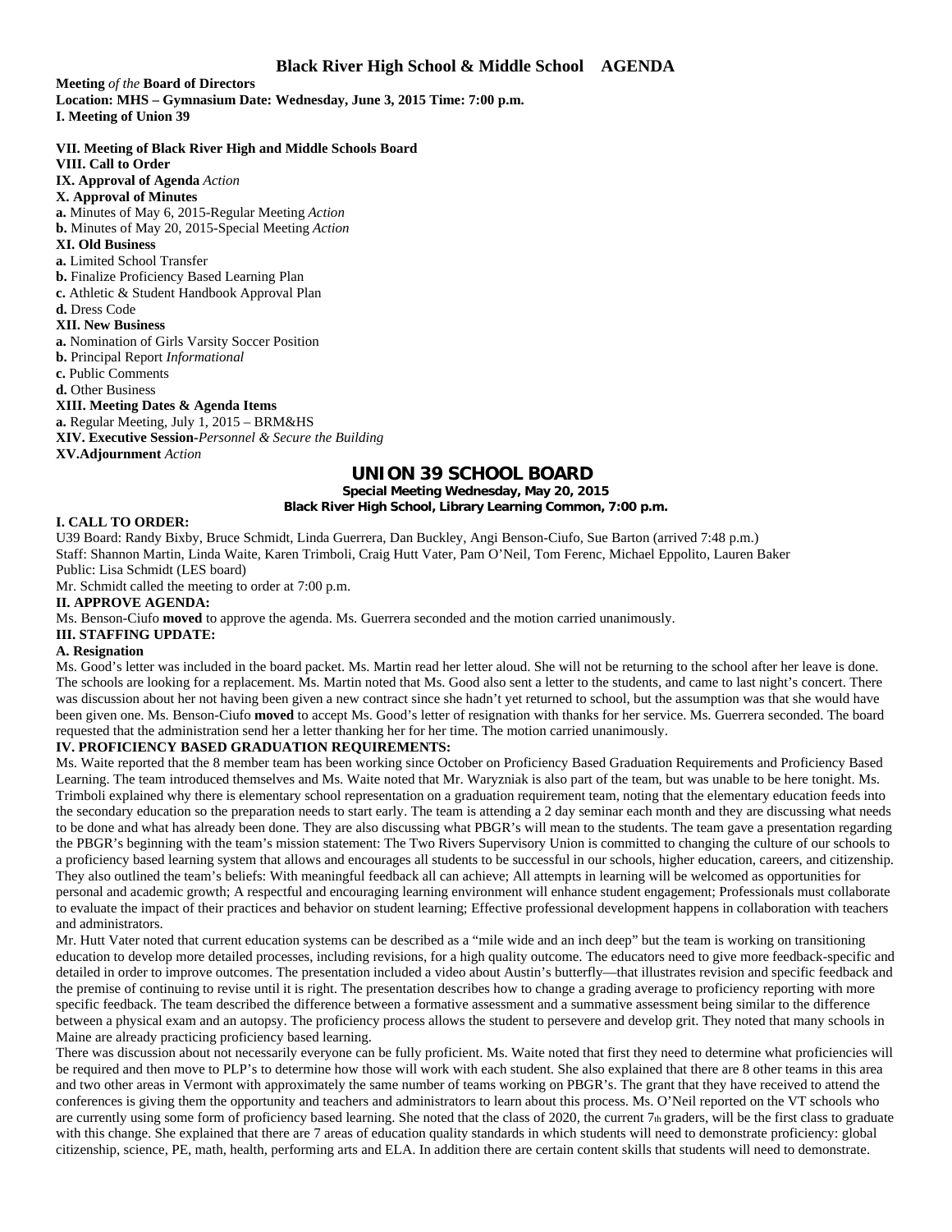## Black River High School & Middle School AGENDA

**Meeting** *of the* **Board of Directors**
**Location: MHS – Gymnasium Date: Wednesday, June 3, 2015 Time: 7:00 p.m.**
**I. Meeting of Union 39**

**VII. Meeting of Black River High and Middle Schools Board**
**VIII. Call to Order**
**IX. Approval of Agenda** *Action*
**X. Approval of Minutes**
**a.** Minutes of May 6, 2015-Regular Meeting *Action*
**b.** Minutes of May 20, 2015-Special Meeting *Action*
**XI. Old Business**
**a.** Limited School Transfer
**b.** Finalize Proficiency Based Learning Plan
**c.** Athletic & Student Handbook Approval Plan
**d.** Dress Code
**XII. New Business**
**a.** Nomination of Girls Varsity Soccer Position
**b.** Principal Report *Informational*
**c.** Public Comments
**d.** Other Business
**XIII. Meeting Dates & Agenda Items**
**a.** Regular Meeting, July 1, 2015 – BRM&HS
**XIV. Executive Session-***Personnel & Secure the Building*
**XV.Adjournment** *Action*

## UNION 39 SCHOOL BOARD

**Special Meeting Wednesday, May 20, 2015**
**Black River High School, Library Learning Common, 7:00 p.m.**

**I. CALL TO ORDER:**

U39 Board: Randy Bixby, Bruce Schmidt, Linda Guerrera, Dan Buckley, Angi Benson-Ciufo, Sue Barton (arrived 7:48 p.m.)
Staff: Shannon Martin, Linda Waite, Karen Trimboli, Craig Hutt Vater, Pam O'Neil, Tom Ferenc, Michael Eppolito, Lauren Baker
Public: Lisa Schmidt (LES board)
Mr. Schmidt called the meeting to order at 7:00 p.m.

**II. APPROVE AGENDA:**

Ms. Benson-Ciufo **moved** to approve the agenda. Ms. Guerrera seconded and the motion carried unanimously.

**III. STAFFING UPDATE:**

**A. Resignation**

Ms. Good's letter was included in the board packet. Ms. Martin read her letter aloud. She will not be returning to the school after her leave is done. The schools are looking for a replacement. Ms. Martin noted that Ms. Good also sent a letter to the students, and came to last night's concert. There was discussion about her not having been given a new contract since she hadn't yet returned to school, but the assumption was that she would have been given one. Ms. Benson-Ciufo **moved** to accept Ms. Good's letter of resignation with thanks for her service. Ms. Guerrera seconded. The board requested that the administration send her a letter thanking her for her time. The motion carried unanimously.

**IV. PROFICIENCY BASED GRADUATION REQUIREMENTS:**

Ms. Waite reported that the 8 member team has been working since October on Proficiency Based Graduation Requirements and Proficiency Based Learning. The team introduced themselves and Ms. Waite noted that Mr. Waryzniak is also part of the team, but was unable to be here tonight. Ms. Trimboli explained why there is elementary school representation on a graduation requirement team, noting that the elementary education feeds into the secondary education so the preparation needs to start early. The team is attending a 2 day seminar each month and they are discussing what needs to be done and what has already been done. They are also discussing what PBGR's will mean to the students. The team gave a presentation regarding the PBGR's beginning with the team's mission statement: The Two Rivers Supervisory Union is committed to changing the culture of our schools to a proficiency based learning system that allows and encourages all students to be successful in our schools, higher education, careers, and citizenship. They also outlined the team's beliefs: With meaningful feedback all can achieve; All attempts in learning will be welcomed as opportunities for personal and academic growth; A respectful and encouraging learning environment will enhance student engagement; Professionals must collaborate to evaluate the impact of their practices and behavior on student learning; Effective professional development happens in collaboration with teachers and administrators.

Mr. Hutt Vater noted that current education systems can be described as a "mile wide and an inch deep" but the team is working on transitioning education to develop more detailed processes, including revisions, for a high quality outcome. The educators need to give more feedback-specific and detailed in order to improve outcomes. The presentation included a video about Austin's butterfly—that illustrates revision and specific feedback and the premise of continuing to revise until it is right. The presentation describes how to change a grading average to proficiency reporting with more specific feedback. The team described the difference between a formative assessment and a summative assessment being similar to the difference between a physical exam and an autopsy. The proficiency process allows the student to persevere and develop grit. They noted that many schools in Maine are already practicing proficiency based learning.

There was discussion about not necessarily everyone can be fully proficient. Ms. Waite noted that first they need to determine what proficiencies will be required and then move to PLP's to determine how those will work with each student. She also explained that there are 8 other teams in this area and two other areas in Vermont with approximately the same number of teams working on PBGR's. The grant that they have received to attend the conferences is giving them the opportunity and teachers and administrators to learn about this process. Ms. O'Neil reported on the VT schools who are currently using some form of proficiency based learning. She noted that the class of 2020, the current 7th graders, will be the first class to graduate with this change. She explained that there are 7 areas of education quality standards in which students will need to demonstrate proficiency: global citizenship, science, PE, math, health, performing arts and ELA. In addition there are certain content skills that students will need to demonstrate.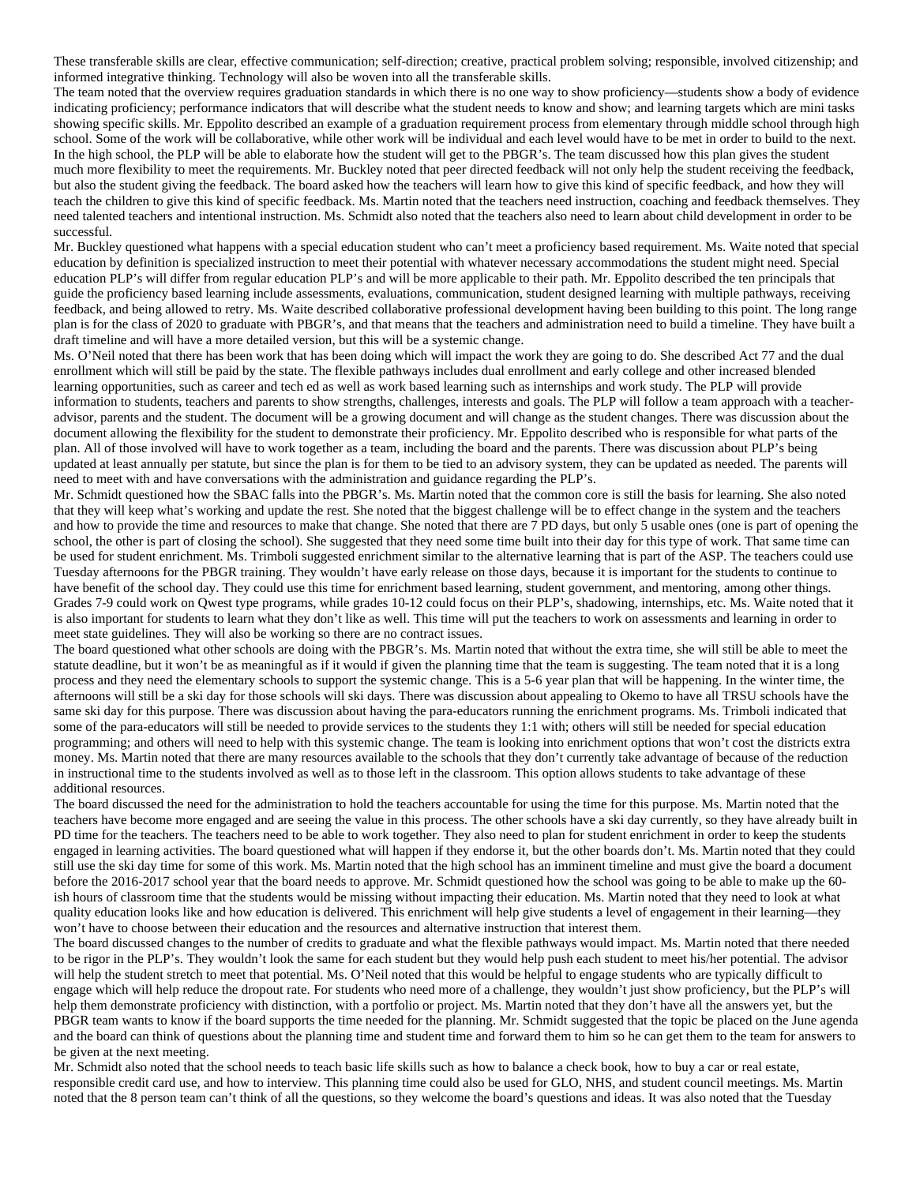These transferable skills are clear, effective communication; self-direction; creative, practical problem solving; responsible, involved citizenship; and informed integrative thinking. Technology will also be woven into all the transferable skills.

The team noted that the overview requires graduation standards in which there is no one way to show proficiency—students show a body of evidence indicating proficiency; performance indicators that will describe what the student needs to know and show; and learning targets which are mini tasks showing specific skills. Mr. Eppolito described an example of a graduation requirement process from elementary through middle school through high school. Some of the work will be collaborative, while other work will be individual and each level would have to be met in order to build to the next. In the high school, the PLP will be able to elaborate how the student will get to the PBGR's. The team discussed how this plan gives the student much more flexibility to meet the requirements. Mr. Buckley noted that peer directed feedback will not only help the student receiving the feedback, but also the student giving the feedback. The board asked how the teachers will learn how to give this kind of specific feedback, and how they will teach the children to give this kind of specific feedback. Ms. Martin noted that the teachers need instruction, coaching and feedback themselves. They need talented teachers and intentional instruction. Ms. Schmidt also noted that the teachers also need to learn about child development in order to be successful.

Mr. Buckley questioned what happens with a special education student who can't meet a proficiency based requirement. Ms. Waite noted that special education by definition is specialized instruction to meet their potential with whatever necessary accommodations the student might need. Special education PLP's will differ from regular education PLP's and will be more applicable to their path. Mr. Eppolito described the ten principals that guide the proficiency based learning include assessments, evaluations, communication, student designed learning with multiple pathways, receiving feedback, and being allowed to retry. Ms. Waite described collaborative professional development having been building to this point. The long range plan is for the class of 2020 to graduate with PBGR's, and that means that the teachers and administration need to build a timeline. They have built a draft timeline and will have a more detailed version, but this will be a systemic change.

Ms. O'Neil noted that there has been work that has been doing which will impact the work they are going to do. She described Act 77 and the dual enrollment which will still be paid by the state. The flexible pathways includes dual enrollment and early college and other increased blended learning opportunities, such as career and tech ed as well as work based learning such as internships and work study. The PLP will provide information to students, teachers and parents to show strengths, challenges, interests and goals. The PLP will follow a team approach with a teacher-advisor, parents and the student. The document will be a growing document and will change as the student changes. There was discussion about the document allowing the flexibility for the student to demonstrate their proficiency. Mr. Eppolito described who is responsible for what parts of the plan. All of those involved will have to work together as a team, including the board and the parents. There was discussion about PLP's being updated at least annually per statute, but since the plan is for them to be tied to an advisory system, they can be updated as needed. The parents will need to meet with and have conversations with the administration and guidance regarding the PLP's.

Mr. Schmidt questioned how the SBAC falls into the PBGR's. Ms. Martin noted that the common core is still the basis for learning. She also noted that they will keep what's working and update the rest. She noted that the biggest challenge will be to effect change in the system and the teachers and how to provide the time and resources to make that change. She noted that there are 7 PD days, but only 5 usable ones (one is part of opening the school, the other is part of closing the school). She suggested that they need some time built into their day for this type of work. That same time can be used for student enrichment. Ms. Trimboli suggested enrichment similar to the alternative learning that is part of the ASP. The teachers could use Tuesday afternoons for the PBGR training. They wouldn't have early release on those days, because it is important for the students to continue to have benefit of the school day. They could use this time for enrichment based learning, student government, and mentoring, among other things. Grades 7-9 could work on Qwest type programs, while grades 10-12 could focus on their PLP's, shadowing, internships, etc. Ms. Waite noted that it is also important for students to learn what they don't like as well. This time will put the teachers to work on assessments and learning in order to meet state guidelines. They will also be working so there are no contract issues.

The board questioned what other schools are doing with the PBGR's. Ms. Martin noted that without the extra time, she will still be able to meet the statute deadline, but it won't be as meaningful as if it would if given the planning time that the team is suggesting. The team noted that it is a long process and they need the elementary schools to support the systemic change. This is a 5-6 year plan that will be happening. In the winter time, the afternoons will still be a ski day for those schools will ski days. There was discussion about appealing to Okemo to have all TRSU schools have the same ski day for this purpose. There was discussion about having the para-educators running the enrichment programs. Ms. Trimboli indicated that some of the para-educators will still be needed to provide services to the students they 1:1 with; others will still be needed for special education programming; and others will need to help with this systemic change. The team is looking into enrichment options that won't cost the districts extra money. Ms. Martin noted that there are many resources available to the schools that they don't currently take advantage of because of the reduction in instructional time to the students involved as well as to those left in the classroom. This option allows students to take advantage of these additional resources.

The board discussed the need for the administration to hold the teachers accountable for using the time for this purpose. Ms. Martin noted that the teachers have become more engaged and are seeing the value in this process. The other schools have a ski day currently, so they have already built in PD time for the teachers. The teachers need to be able to work together. They also need to plan for student enrichment in order to keep the students engaged in learning activities. The board questioned what will happen if they endorse it, but the other boards don't. Ms. Martin noted that they could still use the ski day time for some of this work. Ms. Martin noted that the high school has an imminent timeline and must give the board a document before the 2016-2017 school year that the board needs to approve. Mr. Schmidt questioned how the school was going to be able to make up the 60-ish hours of classroom time that the students would be missing without impacting their education. Ms. Martin noted that they need to look at what quality education looks like and how education is delivered. This enrichment will help give students a level of engagement in their learning—they won't have to choose between their education and the resources and alternative instruction that interest them.

The board discussed changes to the number of credits to graduate and what the flexible pathways would impact. Ms. Martin noted that there needed to be rigor in the PLP's. They wouldn't look the same for each student but they would help push each student to meet his/her potential. The advisor will help the student stretch to meet that potential. Ms. O'Neil noted that this would be helpful to engage students who are typically difficult to engage which will help reduce the dropout rate. For students who need more of a challenge, they wouldn't just show proficiency, but the PLP's will help them demonstrate proficiency with distinction, with a portfolio or project. Ms. Martin noted that they don't have all the answers yet, but the PBGR team wants to know if the board supports the time needed for the planning. Mr. Schmidt suggested that the topic be placed on the June agenda and the board can think of questions about the planning time and student time and forward them to him so he can get them to the team for answers to be given at the next meeting.

Mr. Schmidt also noted that the school needs to teach basic life skills such as how to balance a check book, how to buy a car or real estate, responsible credit card use, and how to interview. This planning time could also be used for GLO, NHS, and student council meetings. Ms. Martin noted that the 8 person team can't think of all the questions, so they welcome the board's questions and ideas. It was also noted that the Tuesday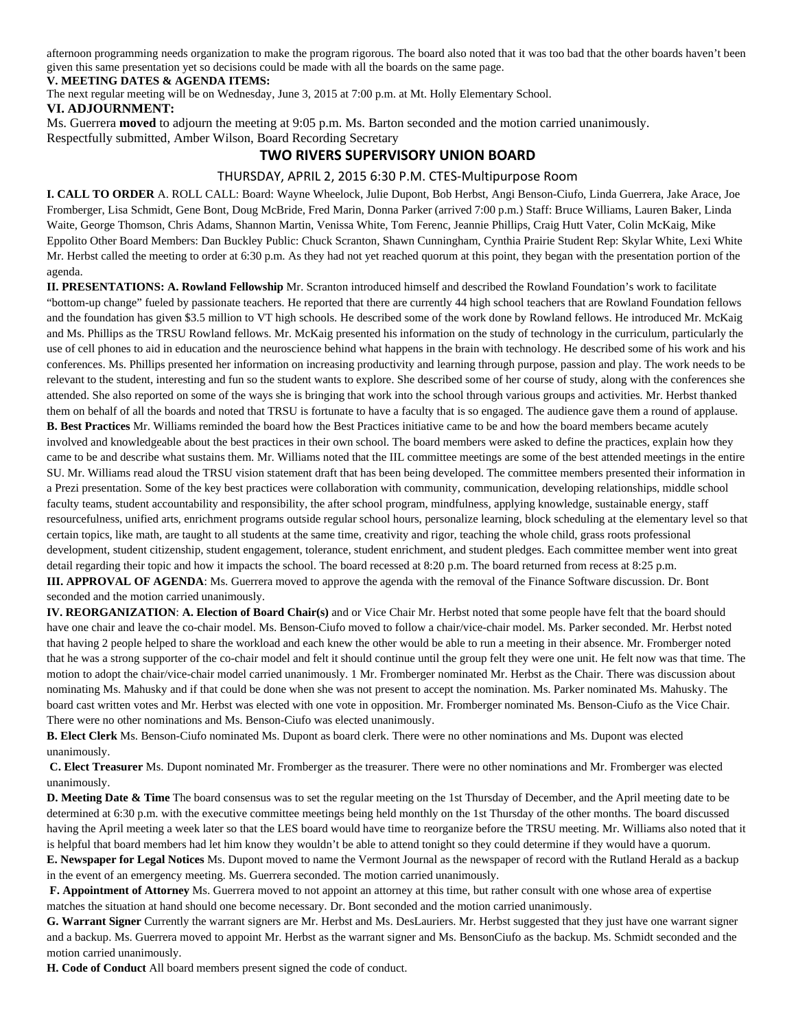afternoon programming needs organization to make the program rigorous. The board also noted that it was too bad that the other boards haven't been given this same presentation yet so decisions could be made with all the boards on the same page.

**V. MEETING DATES & AGENDA ITEMS:**

The next regular meeting will be on Wednesday, June 3, 2015 at 7:00 p.m. at Mt. Holly Elementary School.

**VI. ADJOURNMENT:**

Ms. Guerrera **moved** to adjourn the meeting at 9:05 p.m. Ms. Barton seconded and the motion carried unanimously.

Respectfully submitted, Amber Wilson, Board Recording Secretary

## TWO RIVERS SUPERVISORY UNION BOARD

THURSDAY, APRIL 2, 2015 6:30 P.M. CTES-Multipurpose Room

**I. CALL TO ORDER** A. ROLL CALL: Board: Wayne Wheelock, Julie Dupont, Bob Herbst, Angi Benson-Ciufo, Linda Guerrera, Jake Arace, Joe Fromberger, Lisa Schmidt, Gene Bont, Doug McBride, Fred Marin, Donna Parker (arrived 7:00 p.m.) Staff: Bruce Williams, Lauren Baker, Linda Waite, George Thomson, Chris Adams, Shannon Martin, Venissa White, Tom Ferenc, Jeannie Phillips, Craig Hutt Vater, Colin McKaig, Mike Eppolito Other Board Members: Dan Buckley Public: Chuck Scranton, Shawn Cunningham, Cynthia Prairie Student Rep: Skylar White, Lexi White Mr. Herbst called the meeting to order at 6:30 p.m. As they had not yet reached quorum at this point, they began with the presentation portion of the agenda.

**II. PRESENTATIONS: A. Rowland Fellowship** Mr. Scranton introduced himself and described the Rowland Foundation's work to facilitate "bottom-up change" fueled by passionate teachers. He reported that there are currently 44 high school teachers that are Rowland Foundation fellows and the foundation has given $3.5 million to VT high schools. He described some of the work done by Rowland fellows. He introduced Mr. McKaig and Ms. Phillips as the TRSU Rowland fellows. Mr. McKaig presented his information on the study of technology in the curriculum, particularly the use of cell phones to aid in education and the neuroscience behind what happens in the brain with technology. He described some of his work and his conferences. Ms. Phillips presented her information on increasing productivity and learning through purpose, passion and play. The work needs to be relevant to the student, interesting and fun so the student wants to explore. She described some of her course of study, along with the conferences she attended. She also reported on some of the ways she is bringing that work into the school through various groups and activities. Mr. Herbst thanked them on behalf of all the boards and noted that TRSU is fortunate to have a faculty that is so engaged. The audience gave them a round of applause.

**B. Best Practices** Mr. Williams reminded the board how the Best Practices initiative came to be and how the board members became acutely involved and knowledgeable about the best practices in their own school. The board members were asked to define the practices, explain how they came to be and describe what sustains them. Mr. Williams noted that the IIL committee meetings are some of the best attended meetings in the entire SU. Mr. Williams read aloud the TRSU vision statement draft that has been being developed. The committee members presented their information in a Prezi presentation. Some of the key best practices were collaboration with community, communication, developing relationships, middle school faculty teams, student accountability and responsibility, the after school program, mindfulness, applying knowledge, sustainable energy, staff resourcefulness, unified arts, enrichment programs outside regular school hours, personalize learning, block scheduling at the elementary level so that certain topics, like math, are taught to all students at the same time, creativity and rigor, teaching the whole child, grass roots professional development, student citizenship, student engagement, tolerance, student enrichment, and student pledges. Each committee member went into great detail regarding their topic and how it impacts the school. The board recessed at 8:20 p.m. The board returned from recess at 8:25 p.m.

**III. APPROVAL OF AGENDA**: Ms. Guerrera moved to approve the agenda with the removal of the Finance Software discussion. Dr. Bont seconded and the motion carried unanimously.

**IV. REORGANIZATION**: **A. Election of Board Chair(s)** and or Vice Chair Mr. Herbst noted that some people have felt that the board should have one chair and leave the co-chair model. Ms. Benson-Ciufo moved to follow a chair/vice-chair model. Ms. Parker seconded. Mr. Herbst noted that having 2 people helped to share the workload and each knew the other would be able to run a meeting in their absence. Mr. Fromberger noted that he was a strong supporter of the co-chair model and felt it should continue until the group felt they were one unit. He felt now was that time. The motion to adopt the chair/vice-chair model carried unanimously. 1 Mr. Fromberger nominated Mr. Herbst as the Chair. There was discussion about nominating Ms. Mahusky and if that could be done when she was not present to accept the nomination. Ms. Parker nominated Ms. Mahusky. The board cast written votes and Mr. Herbst was elected with one vote in opposition. Mr. Fromberger nominated Ms. Benson-Ciufo as the Vice Chair. There were no other nominations and Ms. Benson-Ciufo was elected unanimously.

**B. Elect Clerk** Ms. Benson-Ciufo nominated Ms. Dupont as board clerk. There were no other nominations and Ms. Dupont was elected unanimously.

**C. Elect Treasurer** Ms. Dupont nominated Mr. Fromberger as the treasurer. There were no other nominations and Mr. Fromberger was elected unanimously.

**D. Meeting Date & Time** The board consensus was to set the regular meeting on the 1st Thursday of December, and the April meeting date to be determined at 6:30 p.m. with the executive committee meetings being held monthly on the 1st Thursday of the other months. The board discussed having the April meeting a week later so that the LES board would have time to reorganize before the TRSU meeting. Mr. Williams also noted that it is helpful that board members had let him know they wouldn't be able to attend tonight so they could determine if they would have a quorum.

**E. Newspaper for Legal Notices** Ms. Dupont moved to name the Vermont Journal as the newspaper of record with the Rutland Herald as a backup in the event of an emergency meeting. Ms. Guerrera seconded. The motion carried unanimously.

**F. Appointment of Attorney** Ms. Guerrera moved to not appoint an attorney at this time, but rather consult with one whose area of expertise matches the situation at hand should one become necessary. Dr. Bont seconded and the motion carried unanimously.

**G. Warrant Signer** Currently the warrant signers are Mr. Herbst and Ms. DesLauriers. Mr. Herbst suggested that they just have one warrant signer and a backup. Ms. Guerrera moved to appoint Mr. Herbst as the warrant signer and Ms. BensonCiufo as the backup. Ms. Schmidt seconded and the motion carried unanimously.

**H. Code of Conduct** All board members present signed the code of conduct.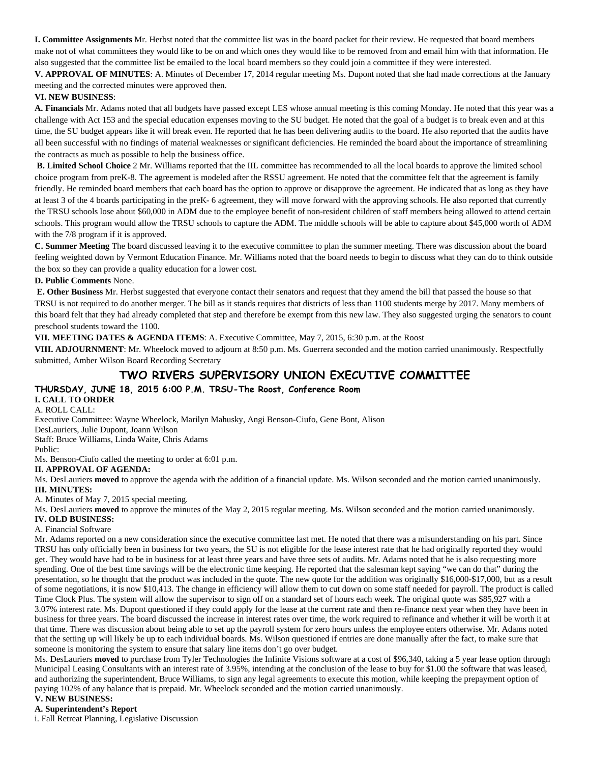**I. Committee Assignments** Mr. Herbst noted that the committee list was in the board packet for their review. He requested that board members make not of what committees they would like to be on and which ones they would like to be removed from and email him with that information. He also suggested that the committee list be emailed to the local board members so they could join a committee if they were interested.

**V. APPROVAL OF MINUTES**: A. Minutes of December 17, 2014 regular meeting Ms. Dupont noted that she had made corrections at the January meeting and the corrected minutes were approved then.

**VI. NEW BUSINESS**:

**A. Financials** Mr. Adams noted that all budgets have passed except LES whose annual meeting is this coming Monday. He noted that this year was a challenge with Act 153 and the special education expenses moving to the SU budget. He noted that the goal of a budget is to break even and at this time, the SU budget appears like it will break even. He reported that he has been delivering audits to the board. He also reported that the audits have all been successful with no findings of material weaknesses or significant deficiencies. He reminded the board about the importance of streamlining the contracts as much as possible to help the business office.

**B. Limited School Choice** 2 Mr. Williams reported that the IIL committee has recommended to all the local boards to approve the limited school choice program from preK-8. The agreement is modeled after the RSSU agreement. He noted that the committee felt that the agreement is family friendly. He reminded board members that each board has the option to approve or disapprove the agreement. He indicated that as long as they have at least 3 of the 4 boards participating in the preK- 6 agreement, they will move forward with the approving schools. He also reported that currently the TRSU schools lose about $60,000 in ADM due to the employee benefit of non-resident children of staff members being allowed to attend certain schools. This program would allow the TRSU schools to capture the ADM. The middle schools will be able to capture about $45,000 worth of ADM with the 7/8 program if it is approved.

**C. Summer Meeting** The board discussed leaving it to the executive committee to plan the summer meeting. There was discussion about the board feeling weighted down by Vermont Education Finance. Mr. Williams noted that the board needs to begin to discuss what they can do to think outside the box so they can provide a quality education for a lower cost.

**D. Public Comments** None.

**E. Other Business** Mr. Herbst suggested that everyone contact their senators and request that they amend the bill that passed the house so that TRSU is not required to do another merger. The bill as it stands requires that districts of less than 1100 students merge by 2017. Many members of this board felt that they had already completed that step and therefore be exempt from this new law. They also suggested urging the senators to count preschool students toward the 1100.

**VII. MEETING DATES & AGENDA ITEMS**: A. Executive Committee, May 7, 2015, 6:30 p.m. at the Roost

**VIII. ADJOURNMENT**: Mr. Wheelock moved to adjourn at 8:50 p.m. Ms. Guerrera seconded and the motion carried unanimously. Respectfully submitted, Amber Wilson Board Recording Secretary

## TWO RIVERS SUPERVISORY UNION EXECUTIVE COMMITTEE

**THURSDAY, JUNE 18, 2015 6:00 P.M. TRSU-The Roost, Conference Room**

**I. CALL TO ORDER**

A. ROLL CALL:

Executive Committee: Wayne Wheelock, Marilyn Mahusky, Angi Benson-Ciufo, Gene Bont, Alison DesLauriers, Julie Dupont, Joann Wilson

Staff: Bruce Williams, Linda Waite, Chris Adams

Public:

Ms. Benson-Ciufo called the meeting to order at 6:01 p.m.

**II. APPROVAL OF AGENDA:**

Ms. DesLauriers **moved** to approve the agenda with the addition of a financial update. Ms. Wilson seconded and the motion carried unanimously.

**III. MINUTES:**

A. Minutes of May 7, 2015 special meeting.

Ms. DesLauriers **moved** to approve the minutes of the May 2, 2015 regular meeting. Ms. Wilson seconded and the motion carried unanimously.

**IV. OLD BUSINESS:**

A. Financial Software

Mr. Adams reported on a new consideration since the executive committee last met. He noted that there was a misunderstanding on his part. Since TRSU has only officially been in business for two years, the SU is not eligible for the lease interest rate that he had originally reported they would get. They would have had to be in business for at least three years and have three sets of audits. Mr. Adams noted that he is also requesting more spending. One of the best time savings will be the electronic time keeping. He reported that the salesman kept saying "we can do that" during the presentation, so he thought that the product was included in the quote. The new quote for the addition was originally $16,000-$17,000, but as a result of some negotiations, it is now $10,413. The change in efficiency will allow them to cut down on some staff needed for payroll. The product is called Time Clock Plus. The system will allow the supervisor to sign off on a standard set of hours each week. The original quote was $85,927 with a 3.07% interest rate. Ms. Dupont questioned if they could apply for the lease at the current rate and then re-finance next year when they have been in business for three years. The board discussed the increase in interest rates over time, the work required to refinance and whether it will be worth it at that time. There was discussion about being able to set up the payroll system for zero hours unless the employee enters otherwise. Mr. Adams noted that the setting up will likely be up to each individual boards. Ms. Wilson questioned if entries are done manually after the fact, to make sure that someone is monitoring the system to ensure that salary line items don't go over budget.

Ms. DesLauriers **moved** to purchase from Tyler Technologies the Infinite Visions software at a cost of $96,340, taking a 5 year lease option through Municipal Leasing Consultants with an interest rate of 3.95%, intending at the conclusion of the lease to buy for $1.00 the software that was leased, and authorizing the superintendent, Bruce Williams, to sign any legal agreements to execute this motion, while keeping the prepayment option of paying 102% of any balance that is prepaid. Mr. Wheelock seconded and the motion carried unanimously.

**V. NEW BUSINESS:**

**A. Superintendent's Report**

i. Fall Retreat Planning, Legislative Discussion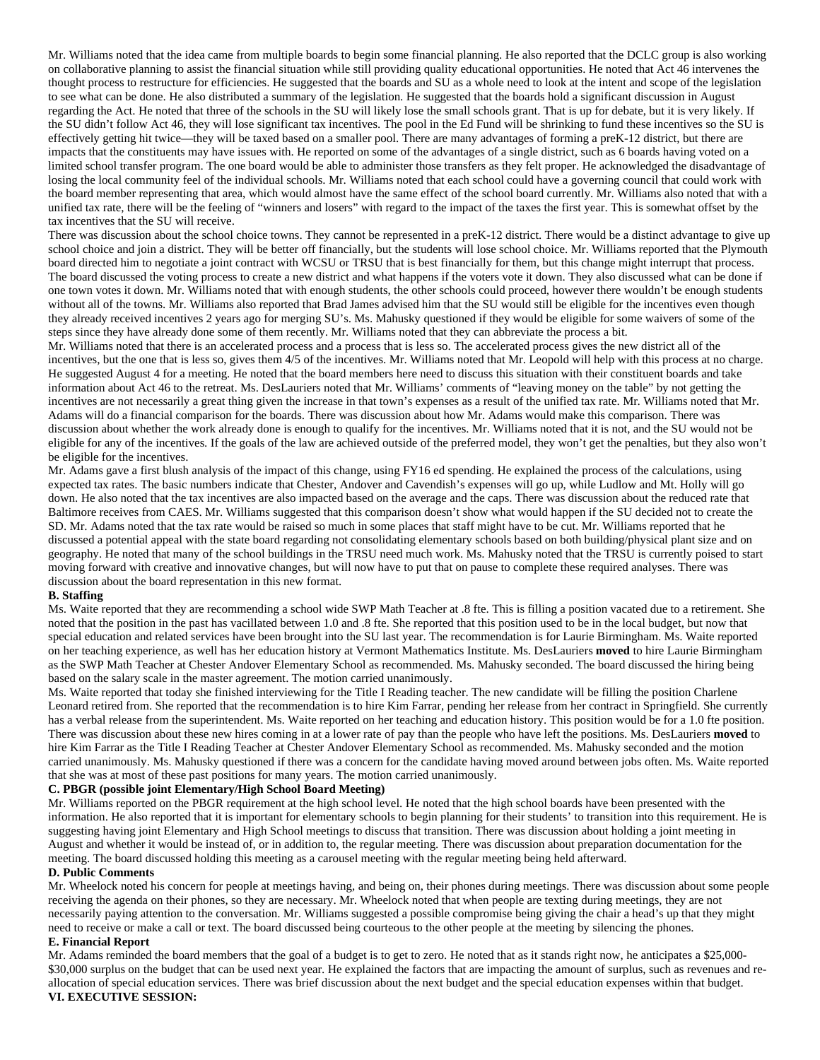Mr. Williams noted that the idea came from multiple boards to begin some financial planning. He also reported that the DCLC group is also working on collaborative planning to assist the financial situation while still providing quality educational opportunities. He noted that Act 46 intervenes the thought process to restructure for efficiencies. He suggested that the boards and SU as a whole need to look at the intent and scope of the legislation to see what can be done. He also distributed a summary of the legislation. He suggested that the boards hold a significant discussion in August regarding the Act. He noted that three of the schools in the SU will likely lose the small schools grant. That is up for debate, but it is very likely. If the SU didn't follow Act 46, they will lose significant tax incentives. The pool in the Ed Fund will be shrinking to fund these incentives so the SU is effectively getting hit twice—they will be taxed based on a smaller pool. There are many advantages of forming a preK-12 district, but there are impacts that the constituents may have issues with. He reported on some of the advantages of a single district, such as 6 boards having voted on a limited school transfer program. The one board would be able to administer those transfers as they felt proper. He acknowledged the disadvantage of losing the local community feel of the individual schools. Mr. Williams noted that each school could have a governing council that could work with the board member representing that area, which would almost have the same effect of the school board currently. Mr. Williams also noted that with a unified tax rate, there will be the feeling of "winners and losers" with regard to the impact of the taxes the first year. This is somewhat offset by the tax incentives that the SU will receive.

There was discussion about the school choice towns. They cannot be represented in a preK-12 district. There would be a distinct advantage to give up school choice and join a district. They will be better off financially, but the students will lose school choice. Mr. Williams reported that the Plymouth board directed him to negotiate a joint contract with WCSU or TRSU that is best financially for them, but this change might interrupt that process. The board discussed the voting process to create a new district and what happens if the voters vote it down. They also discussed what can be done if one town votes it down. Mr. Williams noted that with enough students, the other schools could proceed, however there wouldn't be enough students without all of the towns. Mr. Williams also reported that Brad James advised him that the SU would still be eligible for the incentives even though they already received incentives 2 years ago for merging SU's. Ms. Mahusky questioned if they would be eligible for some waivers of some of the steps since they have already done some of them recently. Mr. Williams noted that they can abbreviate the process a bit.

Mr. Williams noted that there is an accelerated process and a process that is less so. The accelerated process gives the new district all of the incentives, but the one that is less so, gives them 4/5 of the incentives. Mr. Williams noted that Mr. Leopold will help with this process at no charge. He suggested August 4 for a meeting. He noted that the board members here need to discuss this situation with their constituent boards and take information about Act 46 to the retreat. Ms. DesLauriers noted that Mr. Williams' comments of "leaving money on the table" by not getting the incentives are not necessarily a great thing given the increase in that town's expenses as a result of the unified tax rate. Mr. Williams noted that Mr. Adams will do a financial comparison for the boards. There was discussion about how Mr. Adams would make this comparison. There was discussion about whether the work already done is enough to qualify for the incentives. Mr. Williams noted that it is not, and the SU would not be eligible for any of the incentives. If the goals of the law are achieved outside of the preferred model, they won't get the penalties, but they also won't be eligible for the incentives.

Mr. Adams gave a first blush analysis of the impact of this change, using FY16 ed spending. He explained the process of the calculations, using expected tax rates. The basic numbers indicate that Chester, Andover and Cavendish's expenses will go up, while Ludlow and Mt. Holly will go down. He also noted that the tax incentives are also impacted based on the average and the caps. There was discussion about the reduced rate that Baltimore receives from CAES. Mr. Williams suggested that this comparison doesn't show what would happen if the SU decided not to create the SD. Mr. Adams noted that the tax rate would be raised so much in some places that staff might have to be cut. Mr. Williams reported that he discussed a potential appeal with the state board regarding not consolidating elementary schools based on both building/physical plant size and on geography. He noted that many of the school buildings in the TRSU need much work. Ms. Mahusky noted that the TRSU is currently poised to start moving forward with creative and innovative changes, but will now have to put that on pause to complete these required analyses. There was discussion about the board representation in this new format.

**B. Staffing**

Ms. Waite reported that they are recommending a school wide SWP Math Teacher at .8 fte. This is filling a position vacated due to a retirement. She noted that the position in the past has vacillated between 1.0 and .8 fte. She reported that this position used to be in the local budget, but now that special education and related services have been brought into the SU last year. The recommendation is for Laurie Birmingham. Ms. Waite reported on her teaching experience, as well has her education history at Vermont Mathematics Institute. Ms. DesLauriers **moved** to hire Laurie Birmingham as the SWP Math Teacher at Chester Andover Elementary School as recommended. Ms. Mahusky seconded. The board discussed the hiring being based on the salary scale in the master agreement. The motion carried unanimously.

Ms. Waite reported that today she finished interviewing for the Title I Reading teacher. The new candidate will be filling the position Charlene Leonard retired from. She reported that the recommendation is to hire Kim Farrar, pending her release from her contract in Springfield. She currently has a verbal release from the superintendent. Ms. Waite reported on her teaching and education history. This position would be for a 1.0 fte position. There was discussion about these new hires coming in at a lower rate of pay than the people who have left the positions. Ms. DesLauriers **moved** to hire Kim Farrar as the Title I Reading Teacher at Chester Andover Elementary School as recommended. Ms. Mahusky seconded and the motion carried unanimously. Ms. Mahusky questioned if there was a concern for the candidate having moved around between jobs often. Ms. Waite reported that she was at most of these past positions for many years. The motion carried unanimously.

**C. PBGR (possible joint Elementary/High School Board Meeting)**

Mr. Williams reported on the PBGR requirement at the high school level. He noted that the high school boards have been presented with the information. He also reported that it is important for elementary schools to begin planning for their students' to transition into this requirement. He is suggesting having joint Elementary and High School meetings to discuss that transition. There was discussion about holding a joint meeting in August and whether it would be instead of, or in addition to, the regular meeting. There was discussion about preparation documentation for the meeting. The board discussed holding this meeting as a carousel meeting with the regular meeting being held afterward.

**D. Public Comments**

Mr. Wheelock noted his concern for people at meetings having, and being on, their phones during meetings. There was discussion about some people receiving the agenda on their phones, so they are necessary. Mr. Wheelock noted that when people are texting during meetings, they are not necessarily paying attention to the conversation. Mr. Williams suggested a possible compromise being giving the chair a head's up that they might need to receive or make a call or text. The board discussed being courteous to the other people at the meeting by silencing the phones.

**E. Financial Report**

Mr. Adams reminded the board members that the goal of a budget is to get to zero. He noted that as it stands right now, he anticipates a $25,000-$30,000 surplus on the budget that can be used next year. He explained the factors that are impacting the amount of surplus, such as revenues and re-allocation of special education services. There was brief discussion about the next budget and the special education expenses within that budget.

**VI. EXECUTIVE SESSION:**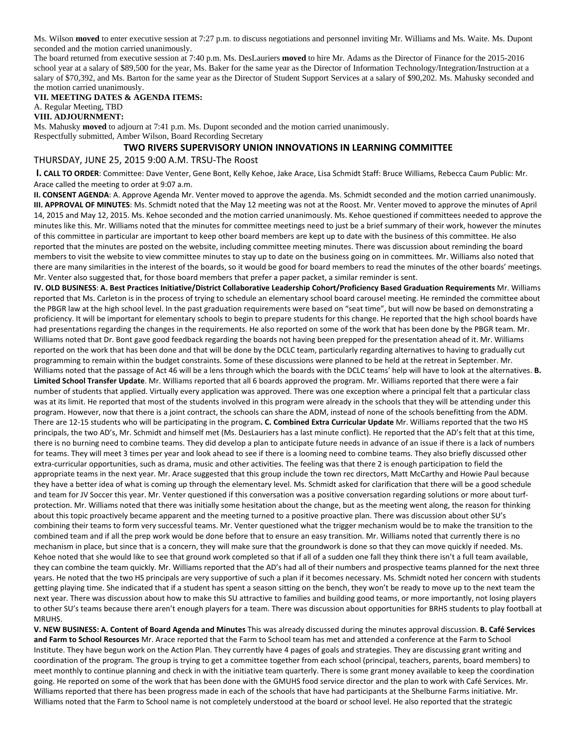Ms. Wilson **moved** to enter executive session at 7:27 p.m. to discuss negotiations and personnel inviting Mr. Williams and Ms. Waite. Ms. Dupont seconded and the motion carried unanimously.

The board returned from executive session at 7:40 p.m. Ms. DesLauriers **moved** to hire Mr. Adams as the Director of Finance for the 2015-2016 school year at a salary of $89,500 for the year, Ms. Baker for the same year as the Director of Information Technology/Integration/Instruction at a salary of $70,392, and Ms. Barton for the same year as the Director of Student Support Services at a salary of $90,202. Ms. Mahusky seconded and the motion carried unanimously.

**VII. MEETING DATES & AGENDA ITEMS:**

A. Regular Meeting, TBD

**VIII. ADJOURNMENT:**

Ms. Mahusky **moved** to adjourn at 7:41 p.m. Ms. Dupont seconded and the motion carried unanimously.

Respectfully submitted, Amber Wilson, Board Recording Secretary

## TWO RIVERS SUPERVISORY UNION INNOVATIONS IN LEARNING COMMITTEE

THURSDAY, JUNE 25, 2015 9:00 A.M. TRSU-The Roost

**I. CALL TO ORDER**: Committee: Dave Venter, Gene Bont, Kelly Kehoe, Jake Arace, Lisa Schmidt Staff: Bruce Williams, Rebecca Caum Public: Mr. Arace called the meeting to order at 9:07 a.m.

**II. CONSENT AGENDA**: A. Approve Agenda Mr. Venter moved to approve the agenda. Ms. Schmidt seconded and the motion carried unanimously.

**III. APPROVAL OF MINUTES**: Ms. Schmidt noted that the May 12 meeting was not at the Roost. Mr. Venter moved to approve the minutes of April 14, 2015 and May 12, 2015. Ms. Kehoe seconded and the motion carried unanimously. Ms. Kehoe questioned if committees needed to approve the minutes like this. Mr. Williams noted that the minutes for committee meetings need to just be a brief summary of their work, however the minutes of this committee in particular are important to keep other board members are kept up to date with the business of this committee. He also reported that the minutes are posted on the website, including committee meeting minutes. There was discussion about reminding the board members to visit the website to view committee minutes to stay up to date on the business going on in committees. Mr. Williams also noted that there are many similarities in the interest of the boards, so it would be good for board members to read the minutes of the other boards' meetings. Mr. Venter also suggested that, for those board members that prefer a paper packet, a similar reminder is sent.

**IV. OLD BUSINESS**: **A. Best Practices Initiative/District Collaborative Leadership Cohort/Proficiency Based Graduation Requirements** Mr. Williams reported that Ms. Carleton is in the process of trying to schedule an elementary school board carousel meeting. He reminded the committee about the PBGR law at the high school level. In the past graduation requirements were based on "seat time", but will now be based on demonstrating a proficiency. It will be important for elementary schools to begin to prepare students for this change. He reported that the high school boards have had presentations regarding the changes in the requirements. He also reported on some of the work that has been done by the PBGR team. Mr. Williams noted that Dr. Bont gave good feedback regarding the boards not having been prepped for the presentation ahead of it. Mr. Williams reported on the work that has been done and that will be done by the DCLC team, particularly regarding alternatives to having to gradually cut programming to remain within the budget constraints. Some of these discussions were planned to be held at the retreat in September. Mr. Williams noted that the passage of Act 46 will be a lens through which the boards with the DCLC teams' help will have to look at the alternatives. **B. Limited School Transfer Update**. Mr. Williams reported that all 6 boards approved the program. Mr. Williams reported that there were a fair number of students that applied. Virtually every application was approved. There was one exception where a principal felt that a particular class was at its limit. He reported that most of the students involved in this program were already in the schools that they will be attending under this program. However, now that there is a joint contract, the schools can share the ADM, instead of none of the schools benefitting from the ADM. There are 12-15 students who will be participating in the program**. C. Combined Extra Curricular Update** Mr. Williams reported that the two HS principals, the two AD's, Mr. Schmidt and himself met (Ms. DesLauriers has a last minute conflict). He reported that the AD's felt that at this time, there is no burning need to combine teams. They did develop a plan to anticipate future needs in advance of an issue if there is a lack of numbers for teams. They will meet 3 times per year and look ahead to see if there is a looming need to combine teams. They also briefly discussed other extra-curricular opportunities, such as drama, music and other activities. The feeling was that there 2 is enough participation to field the appropriate teams in the next year. Mr. Arace suggested that this group include the town rec directors, Matt McCarthy and Howie Paul because they have a better idea of what is coming up through the elementary level. Ms. Schmidt asked for clarification that there will be a good schedule and team for JV Soccer this year. Mr. Venter questioned if this conversation was a positive conversation regarding solutions or more about turf-protection. Mr. Williams noted that there was initially some hesitation about the change, but as the meeting went along, the reason for thinking about this topic proactively became apparent and the meeting turned to a positive proactive plan. There was discussion about other SU's combining their teams to form very successful teams. Mr. Venter questioned what the trigger mechanism would be to make the transition to the combined team and if all the prep work would be done before that to ensure an easy transition. Mr. Williams noted that currently there is no mechanism in place, but since that is a concern, they will make sure that the groundwork is done so that they can move quickly if needed. Ms. Kehoe noted that she would like to see that ground work completed so that if all of a sudden one fall they think there isn't a full team available, they can combine the team quickly. Mr. Williams reported that the AD's had all of their numbers and prospective teams planned for the next three years. He noted that the two HS principals are very supportive of such a plan if it becomes necessary. Ms. Schmidt noted her concern with students getting playing time. She indicated that if a student has spent a season sitting on the bench, they won't be ready to move up to the next team the next year. There was discussion about how to make this SU attractive to families and building good teams, or more importantly, not losing players to other SU's teams because there aren't enough players for a team. There was discussion about opportunities for BRHS students to play football at MRUHS.

**V. NEW BUSINESS: A. Content of Board Agenda and Minutes** This was already discussed during the minutes approval discussion. **B. Café Services and Farm to School Resources** Mr. Arace reported that the Farm to School team has met and attended a conference at the Farm to School Institute. They have begun work on the Action Plan. They currently have 4 pages of goals and strategies. They are discussing grant writing and coordination of the program. The group is trying to get a committee together from each school (principal, teachers, parents, board members) to meet monthly to continue planning and check in with the initiative team quarterly. There is some grant money available to keep the coordination going. He reported on some of the work that has been done with the GMUHS food service director and the plan to work with Café Services. Mr. Williams reported that there has been progress made in each of the schools that have had participants at the Shelburne Farms initiative. Mr. Williams noted that the Farm to School name is not completely understood at the board or school level. He also reported that the strategic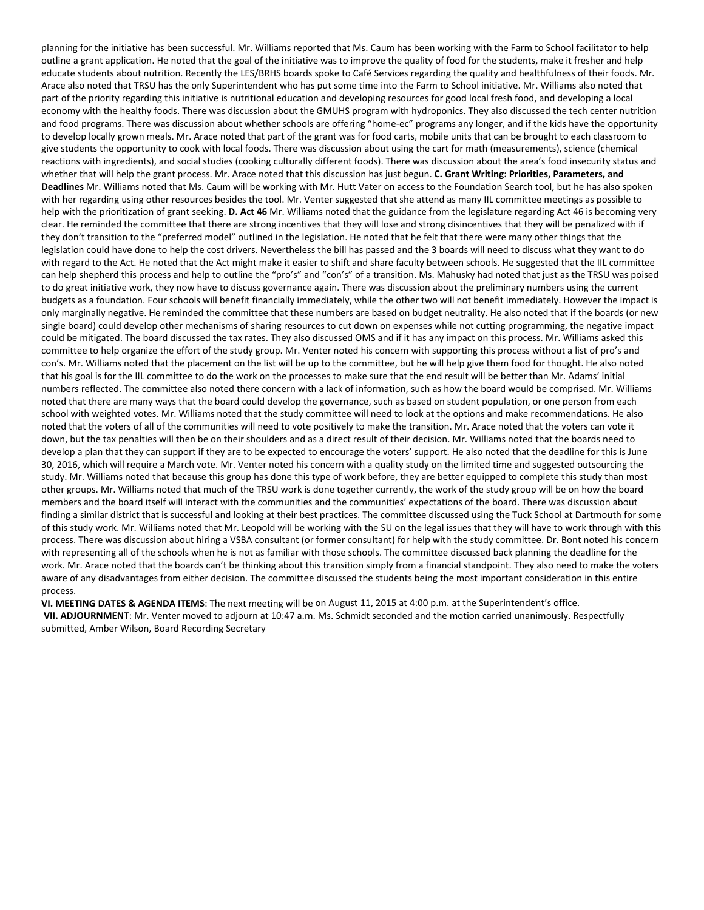planning for the initiative has been successful. Mr. Williams reported that Ms. Caum has been working with the Farm to School facilitator to help outline a grant application. He noted that the goal of the initiative was to improve the quality of food for the students, make it fresher and help educate students about nutrition. Recently the LES/BRHS boards spoke to Café Services regarding the quality and healthfulness of their foods. Mr. Arace also noted that TRSU has the only Superintendent who has put some time into the Farm to School initiative. Mr. Williams also noted that part of the priority regarding this initiative is nutritional education and developing resources for good local fresh food, and developing a local economy with the healthy foods. There was discussion about the GMUHS program with hydroponics. They also discussed the tech center nutrition and food programs. There was discussion about whether schools are offering "home-ec" programs any longer, and if the kids have the opportunity to develop locally grown meals. Mr. Arace noted that part of the grant was for food carts, mobile units that can be brought to each classroom to give students the opportunity to cook with local foods. There was discussion about using the cart for math (measurements), science (chemical reactions with ingredients), and social studies (cooking culturally different foods). There was discussion about the area's food insecurity status and whether that will help the grant process. Mr. Arace noted that this discussion has just begun. **C. Grant Writing: Priorities, Parameters, and Deadlines** Mr. Williams noted that Ms. Caum will be working with Mr. Hutt Vater on access to the Foundation Search tool, but he has also spoken with her regarding using other resources besides the tool. Mr. Venter suggested that she attend as many IIL committee meetings as possible to help with the prioritization of grant seeking. **D. Act 46** Mr. Williams noted that the guidance from the legislature regarding Act 46 is becoming very clear. He reminded the committee that there are strong incentives that they will lose and strong disincentives that they will be penalized with if they don't transition to the "preferred model" outlined in the legislation. He noted that he felt that there were many other things that the legislation could have done to help the cost drivers. Nevertheless the bill has passed and the 3 boards will need to discuss what they want to do with regard to the Act. He noted that the Act might make it easier to shift and share faculty between schools. He suggested that the IIL committee can help shepherd this process and help to outline the "pro's" and "con's" of a transition. Ms. Mahusky had noted that just as the TRSU was poised to do great initiative work, they now have to discuss governance again. There was discussion about the preliminary numbers using the current budgets as a foundation. Four schools will benefit financially immediately, while the other two will not benefit immediately. However the impact is only marginally negative. He reminded the committee that these numbers are based on budget neutrality. He also noted that if the boards (or new single board) could develop other mechanisms of sharing resources to cut down on expenses while not cutting programming, the negative impact could be mitigated. The board discussed the tax rates. They also discussed OMS and if it has any impact on this process. Mr. Williams asked this committee to help organize the effort of the study group. Mr. Venter noted his concern with supporting this process without a list of pro's and con's. Mr. Williams noted that the placement on the list will be up to the committee, but he will help give them food for thought. He also noted that his goal is for the IIL committee to do the work on the processes to make sure that the end result will be better than Mr. Adams' initial numbers reflected. The committee also noted there concern with a lack of information, such as how the board would be comprised. Mr. Williams noted that there are many ways that the board could develop the governance, such as based on student population, or one person from each school with weighted votes. Mr. Williams noted that the study committee will need to look at the options and make recommendations. He also noted that the voters of all of the communities will need to vote positively to make the transition. Mr. Arace noted that the voters can vote it down, but the tax penalties will then be on their shoulders and as a direct result of their decision. Mr. Williams noted that the boards need to develop a plan that they can support if they are to be expected to encourage the voters' support. He also noted that the deadline for this is June 30, 2016, which will require a March vote. Mr. Venter noted his concern with a quality study on the limited time and suggested outsourcing the study. Mr. Williams noted that because this group has done this type of work before, they are better equipped to complete this study than most other groups. Mr. Williams noted that much of the TRSU work is done together currently, the work of the study group will be on how the board members and the board itself will interact with the communities and the communities' expectations of the board. There was discussion about finding a similar district that is successful and looking at their best practices. The committee discussed using the Tuck School at Dartmouth for some of this study work. Mr. Williams noted that Mr. Leopold will be working with the SU on the legal issues that they will have to work through with this process. There was discussion about hiring a VSBA consultant (or former consultant) for help with the study committee. Dr. Bont noted his concern with representing all of the schools when he is not as familiar with those schools. The committee discussed back planning the deadline for the work. Mr. Arace noted that the boards can't be thinking about this transition simply from a financial standpoint. They also need to make the voters aware of any disadvantages from either decision. The committee discussed the students being the most important consideration in this entire process.

**VI. MEETING DATES & AGENDA ITEMS**: The next meeting will be on August 11, 2015 at 4:00 p.m. at the Superintendent's office.

**VII. ADJOURNMENT**: Mr. Venter moved to adjourn at 10:47 a.m. Ms. Schmidt seconded and the motion carried unanimously. Respectfully submitted, Amber Wilson, Board Recording Secretary